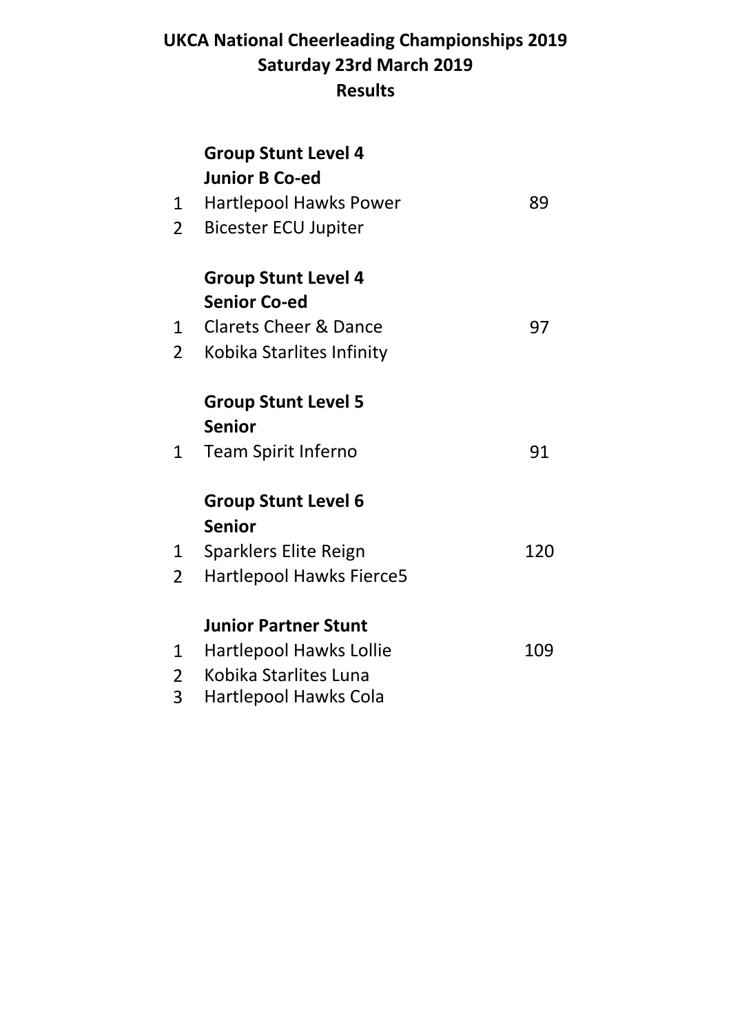# UKCA National Cheerleading Championships 2019
## Saturday 23rd March 2019
## Results

**Group Stunt Level 4**
**Junior B Co-ed**

| | | |
|---|---|---|
| 1 | Hartlepool Hawks Power | 89 |
| 2 | Bicester ECU Jupiter | |

**Group Stunt Level 4**
**Senior Co-ed**

| | | |
|---|---|---|
| 1 | Clarets Cheer & Dance | 97 |
| 2 | Kobika Starlites Infinity | |

**Group Stunt Level 5**
**Senior**

| | | |
|---|---|---|
| 1 | Team Spirit Inferno | 91 |

**Group Stunt Level 6**
**Senior**

| | | |
|---|---|---|
| 1 | Sparklers Elite Reign | 120 |
| 2 | Hartlepool Hawks Fierce5 | |

**Junior Partner Stunt**

| | | |
|---|---|---|
| 1 | Hartlepool Hawks Lollie | 109 |
| 2 | Kobika Starlites Luna | |
| 3 | Hartlepool Hawks Cola | |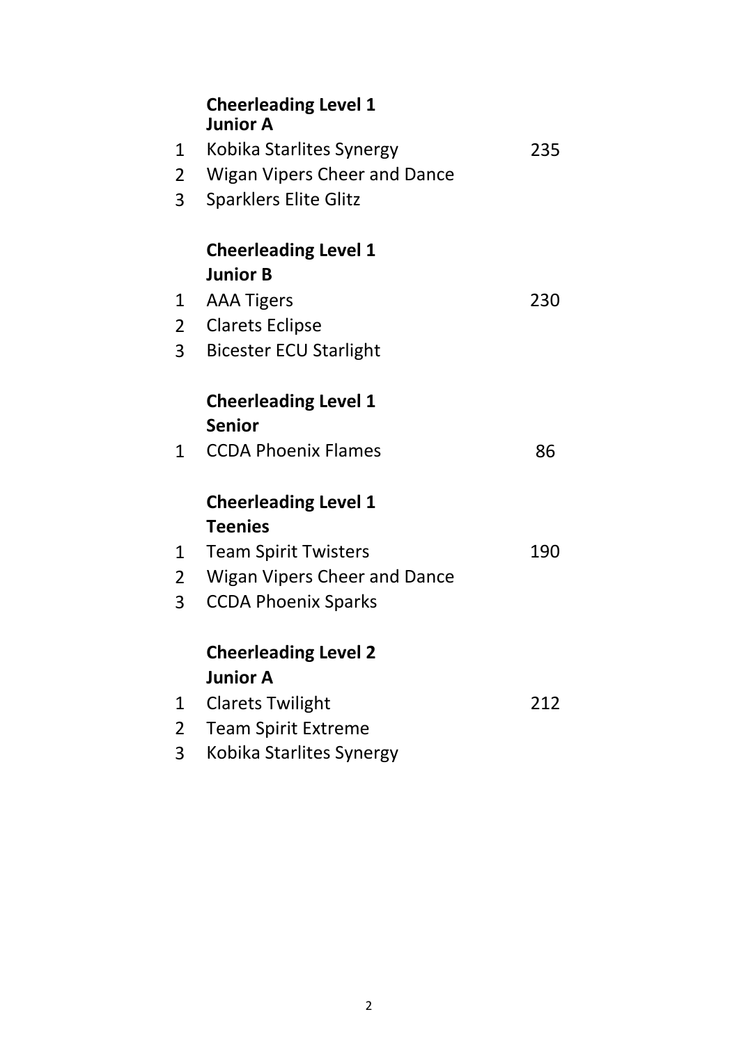**Cheerleading Level 1**
**Junior A**

| | | |
|---|---|---|
| 1 | Kobika Starlites Synergy | 235 |
| 2 | Wigan Vipers Cheer and Dance | |
| 3 | Sparklers Elite Glitz | |

**Cheerleading Level 1**
**Junior B**

| | | |
|---|---|---|
| 1 | AAA Tigers | 230 |
| 2 | Clarets Eclipse | |
| 3 | Bicester ECU Starlight | |

**Cheerleading Level 1**
**Senior**

| | | |
|---|---|---|
| 1 | CCDA Phoenix Flames | 86 |

**Cheerleading Level 1**
**Teenies**

| | | |
|---|---|---|
| 1 | Team Spirit Twisters | 190 |
| 2 | Wigan Vipers Cheer and Dance | |
| 3 | CCDA Phoenix Sparks | |

**Cheerleading Level 2**
**Junior A**

| | | |
|---|---|---|
| 1 | Clarets Twilight | 212 |
| 2 | Team Spirit Extreme | |
| 3 | Kobika Starlites Synergy | |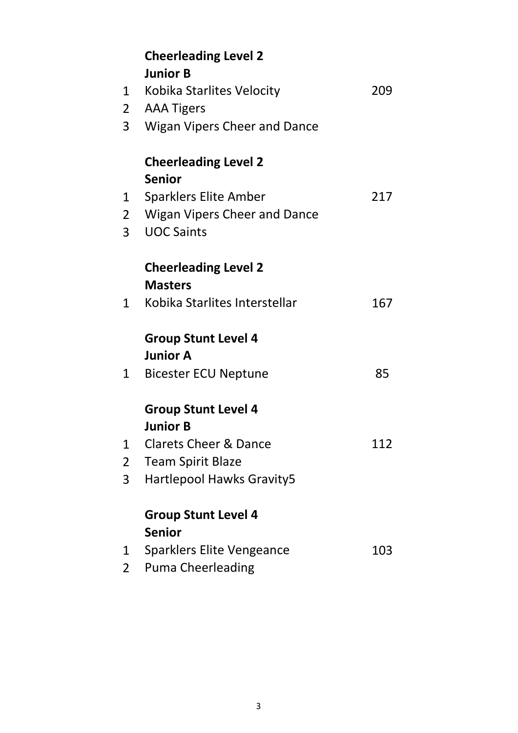**Cheerleading Level 2**
**Junior B**

| | | |
|---|---|---|
| 1 | Kobika Starlites Velocity | 209 |
| 2 | AAA Tigers | |
| 3 | Wigan Vipers Cheer and Dance | |

**Cheerleading Level 2**
**Senior**

| | | |
|---|---|---|
| 1 | Sparklers Elite Amber | 217 |
| 2 | Wigan Vipers Cheer and Dance | |
| 3 | UOC Saints | |

**Cheerleading Level 2**
**Masters**

| | | |
|---|---|---|
| 1 | Kobika Starlites Interstellar | 167 |

**Group Stunt Level 4**
**Junior A**

| | | |
|---|---|---|
| 1 | Bicester ECU Neptune | 85 |

**Group Stunt Level 4**
**Junior B**

| | | |
|---|---|---|
| 1 | Clarets Cheer & Dance | 112 |
| 2 | Team Spirit Blaze | |
| 3 | Hartlepool Hawks Gravity5 | |

**Group Stunt Level 4**
**Senior**

| | | |
|---|---|---|
| 1 | Sparklers Elite Vengeance | 103 |
| 2 | Puma Cheerleading | |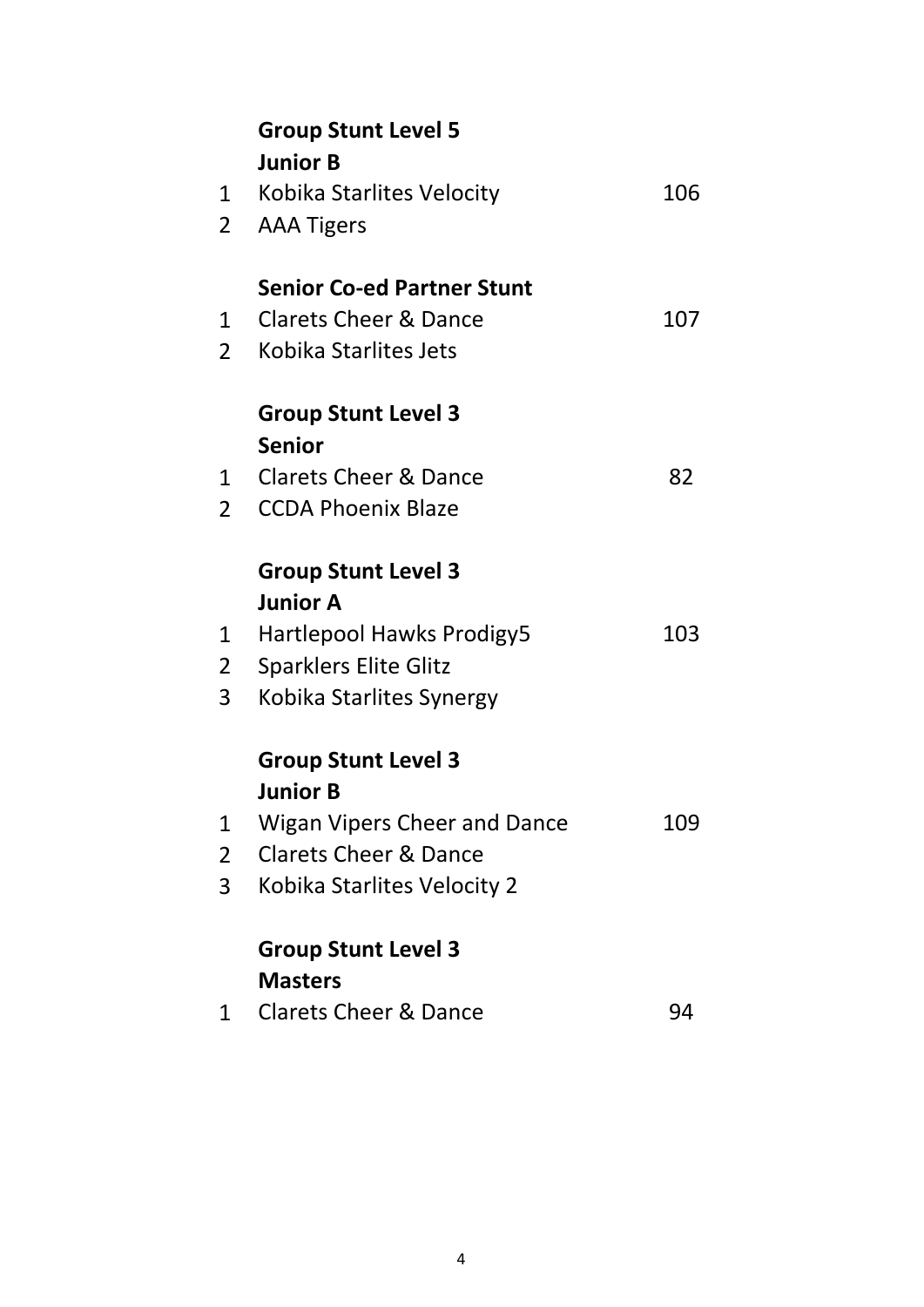**Group Stunt Level 5**
**Junior B**

| | | |
|---|---|---|
| 1 | Kobika Starlites Velocity | 106 |
| 2 | AAA Tigers | |

**Senior Co-ed Partner Stunt**

| | | |
|---|---|---|
| 1 | Clarets Cheer & Dance | 107 |
| 2 | Kobika Starlites Jets | |

**Group Stunt Level 3**
**Senior**

| | | |
|---|---|---|
| 1 | Clarets Cheer & Dance | 82 |
| 2 | CCDA Phoenix Blaze | |

**Group Stunt Level 3**
**Junior A**

| | | |
|---|---|---|
| 1 | Hartlepool Hawks Prodigy5 | 103 |
| 2 | Sparklers Elite Glitz | |
| 3 | Kobika Starlites Synergy | |

**Group Stunt Level 3**
**Junior B**

| | | |
|---|---|---|
| 1 | Wigan Vipers Cheer and Dance | 109 |
| 2 | Clarets Cheer & Dance | |
| 3 | Kobika Starlites Velocity 2 | |

**Group Stunt Level 3**
**Masters**

| | | |
|---|---|---|
| 1 | Clarets Cheer & Dance | 94 |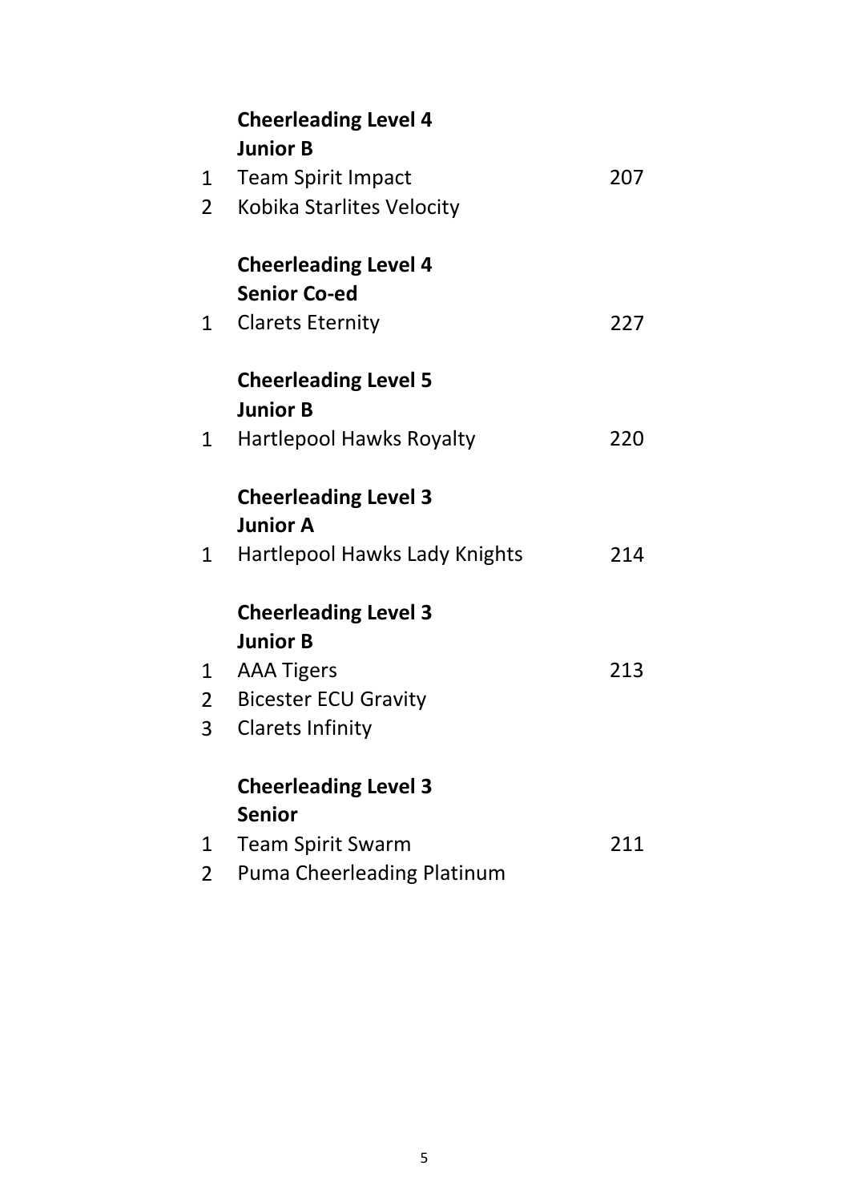**Cheerleading Level 4**
**Junior B**

| | | |
|---|---|---|
| 1 | Team Spirit Impact | 207 |
| 2 | Kobika Starlites Velocity | |

**Cheerleading Level 4**
**Senior Co-ed**

| | | |
|---|---|---|
| 1 | Clarets Eternity | 227 |

**Cheerleading Level 5**
**Junior B**

| | | |
|---|---|---|
| 1 | Hartlepool Hawks Royalty | 220 |

**Cheerleading Level 3**
**Junior A**

| | | |
|---|---|---|
| 1 | Hartlepool Hawks Lady Knights | 214 |

**Cheerleading Level 3**
**Junior B**

| | | |
|---|---|---|
| 1 | AAA Tigers | 213 |
| 2 | Bicester ECU Gravity | |
| 3 | Clarets Infinity | |

**Cheerleading Level 3**
**Senior**

| | | |
|---|---|---|
| 1 | Team Spirit Swarm | 211 |
| 2 | Puma Cheerleading Platinum | |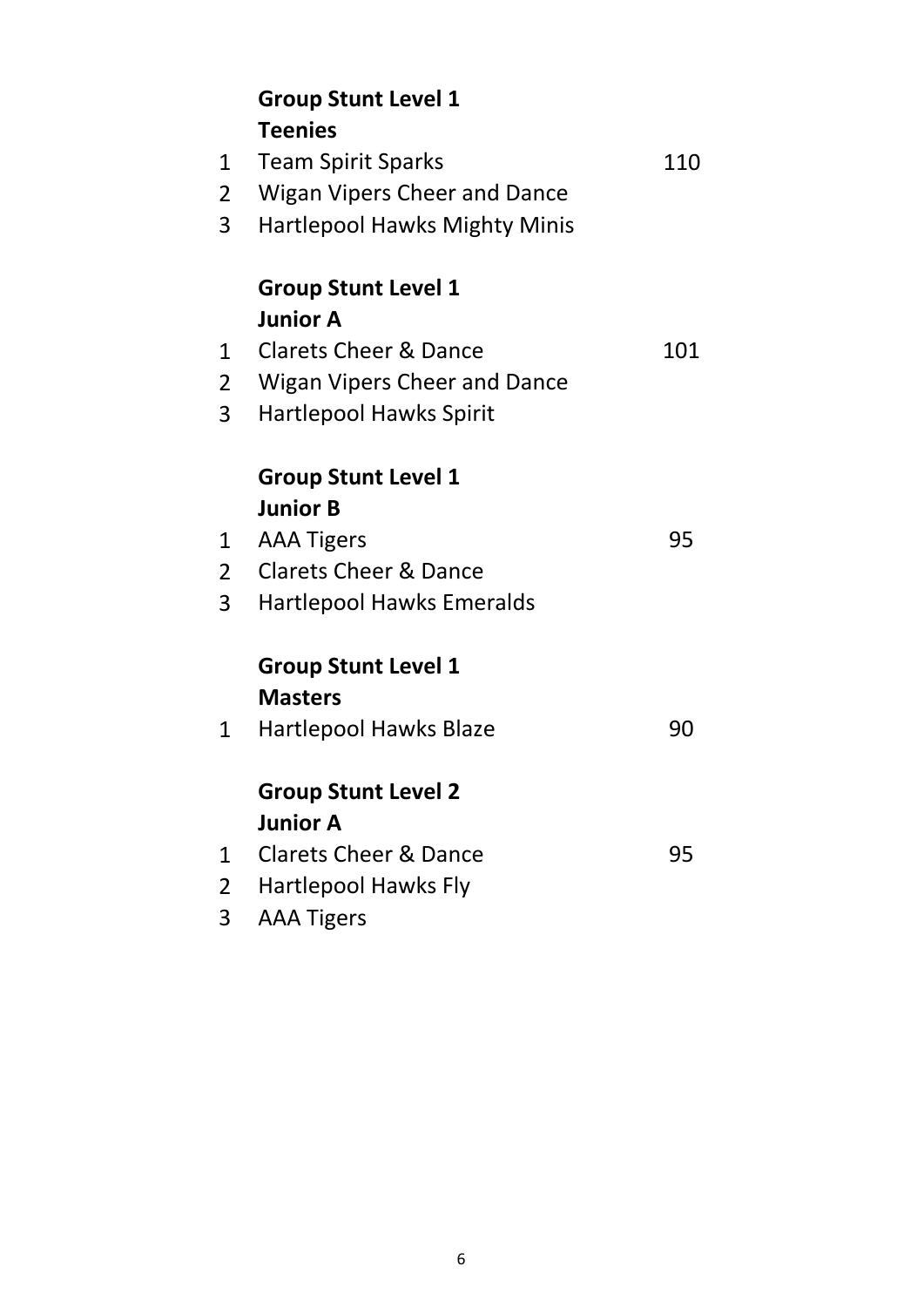**Group Stunt Level 1**
**Teenies**

| | | |
|---|---|---|
| 1 | Team Spirit Sparks | 110 |
| 2 | Wigan Vipers Cheer and Dance | |
| 3 | Hartlepool Hawks Mighty Minis | |

**Group Stunt Level 1**
**Junior A**

| | | |
|---|---|---|
| 1 | Clarets Cheer & Dance | 101 |
| 2 | Wigan Vipers Cheer and Dance | |
| 3 | Hartlepool Hawks Spirit | |

**Group Stunt Level 1**
**Junior B**

| | | |
|---|---|---|
| 1 | AAA Tigers | 95 |
| 2 | Clarets Cheer & Dance | |
| 3 | Hartlepool Hawks Emeralds | |

**Group Stunt Level 1**
**Masters**

| | | |
|---|---|---|
| 1 | Hartlepool Hawks Blaze | 90 |

**Group Stunt Level 2**
**Junior A**

| | | |
|---|---|---|
| 1 | Clarets Cheer & Dance | 95 |
| 2 | Hartlepool Hawks Fly | |
| 3 | AAA Tigers | |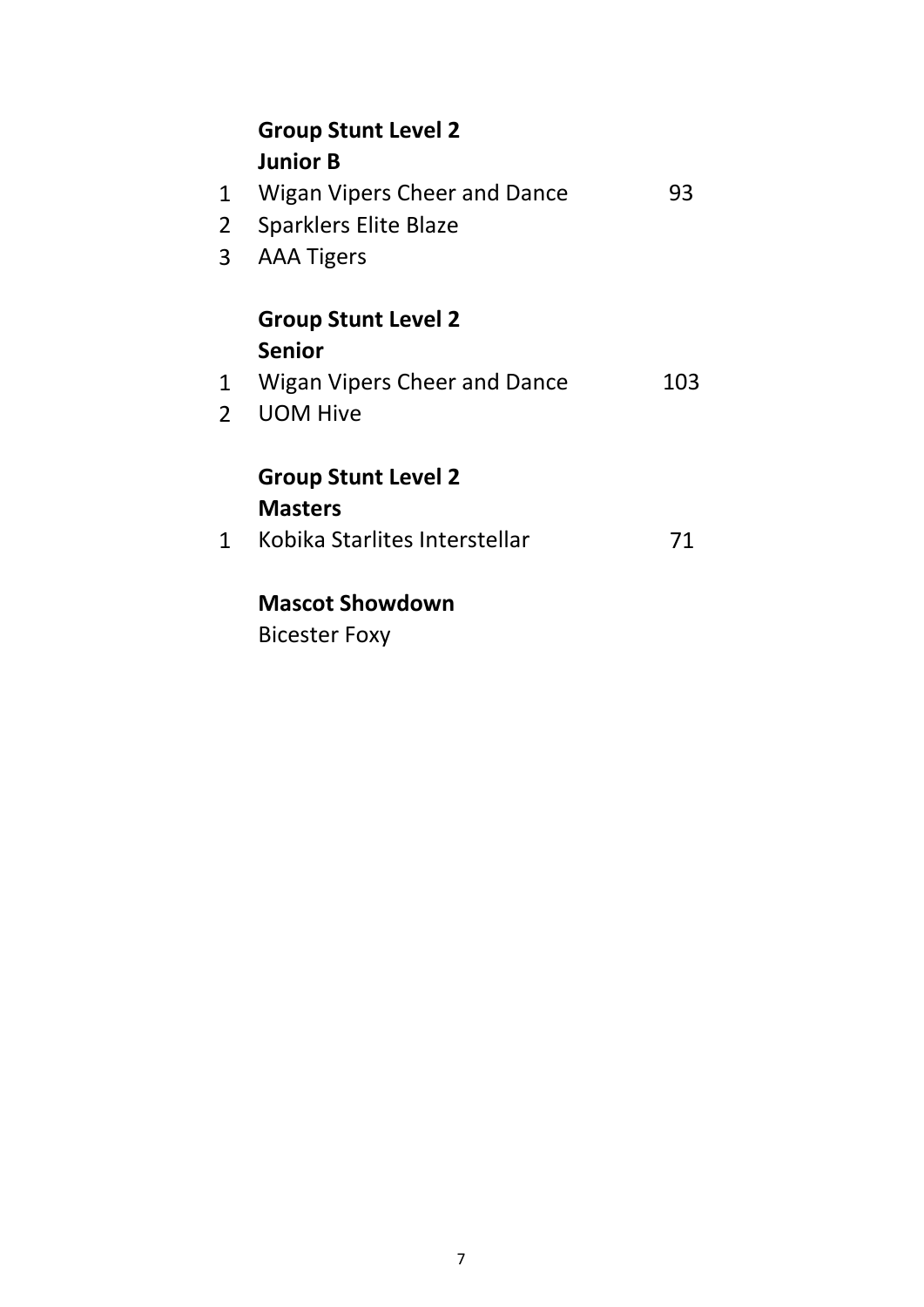**Group Stunt Level 2**
**Junior B**

| | | |
|---|---|---|
| 1 | Wigan Vipers Cheer and Dance | 93 |
| 2 | Sparklers Elite Blaze | |
| 3 | AAA Tigers | |

**Group Stunt Level 2**
**Senior**

| | | |
|---|---|---|
| 1 | Wigan Vipers Cheer and Dance | 103 |
| 2 | UOM Hive | |

**Group Stunt Level 2**
**Masters**

| | | |
|---|---|---|
| 1 | Kobika Starlites Interstellar | 71 |

**Mascot Showdown**

Bicester Foxy